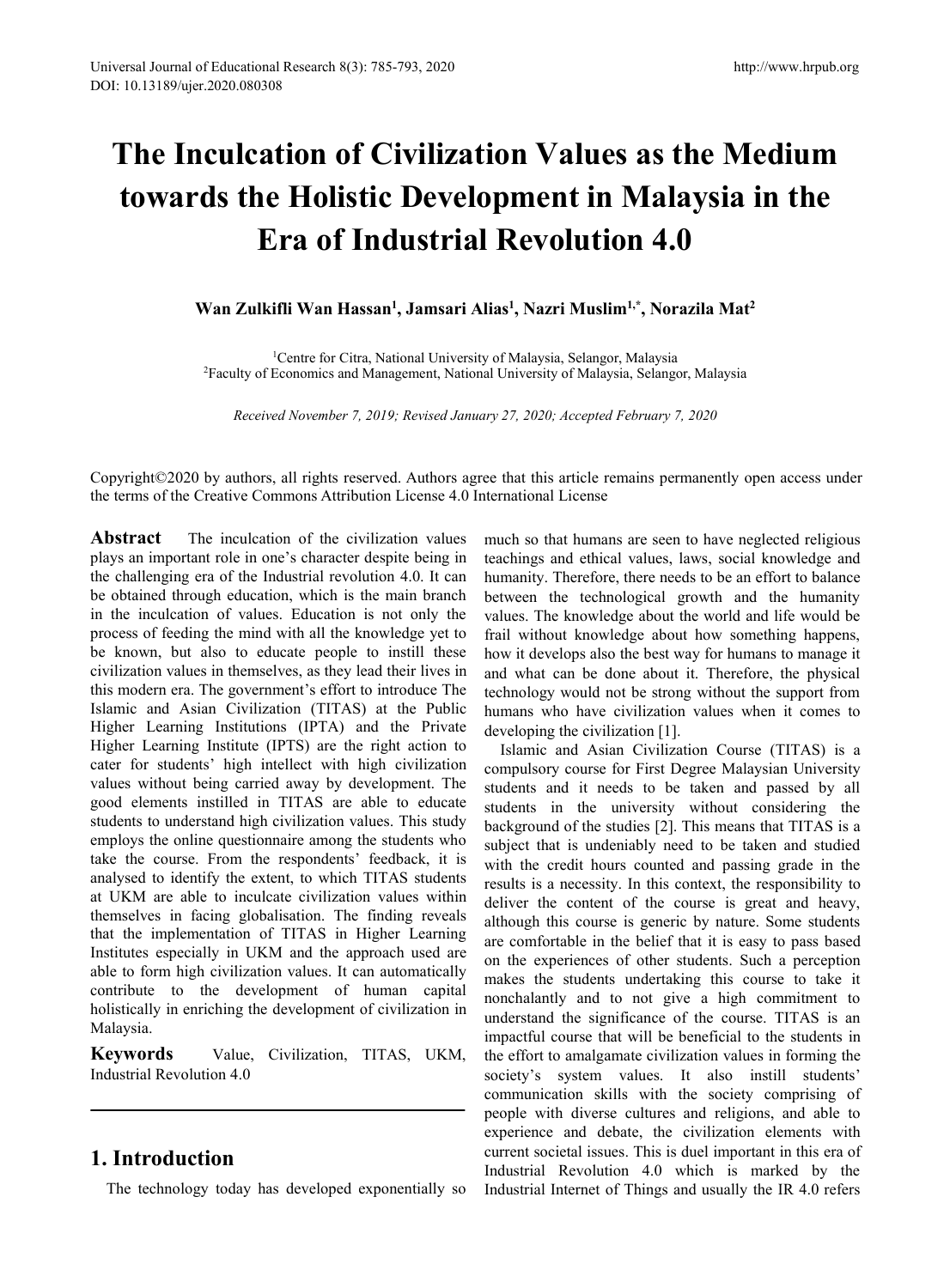# The Inculcation of Civilization Values as the Medium towards the Holistic Development in Malaysia in the Era of Industrial Revolution 4.0

**Wan Zulkifli Wan Hassan[1], Jamsari Alias[1], Nazri Muslim[1,*], Norazila Mat[2]**

[1]Centre for Citra, National University of Malaysia, Selangor, Malaysia
[2]Faculty of Economics and Management, National University of Malaysia, Selangor, Malaysia

*Received November 7, 2019; Revised January 27, 2020; Accepted February 7, 2020*

Copyright©2020 by authors, all rights reserved. Authors agree that this article remains permanently open access under the terms of the Creative Commons Attribution License 4.0 International License

**Abstract** The inculcation of the civilization values plays an important role in one's character despite being in the challenging era of the Industrial revolution 4.0. It can be obtained through education, which is the main branch in the inculcation of values. Education is not only the process of feeding the mind with all the knowledge yet to be known, but also to educate people to instill these civilization values in themselves, as they lead their lives in this modern era. The government's effort to introduce The Islamic and Asian Civilization (TITAS) at the Public Higher Learning Institutions (IPTA) and the Private Higher Learning Institute (IPTS) are the right action to cater for students' high intellect with high civilization values without being carried away by development. The good elements instilled in TITAS are able to educate students to understand high civilization values. This study employs the online questionnaire among the students who take the course. From the respondents' feedback, it is analysed to identify the extent, to which TITAS students at UKM are able to inculcate civilization values within themselves in facing globalisation. The finding reveals that the implementation of TITAS in Higher Learning Institutes especially in UKM and the approach used are able to form high civilization values. It can automatically contribute to the development of human capital holistically in enriching the development of civilization in Malaysia.

**Keywords** Value, Civilization, TITAS, UKM, Industrial Revolution 4.0

## 1. Introduction

The technology today has developed exponentially so much so that humans are seen to have neglected religious teachings and ethical values, laws, social knowledge and humanity. Therefore, there needs to be an effort to balance between the technological growth and the humanity values. The knowledge about the world and life would be frail without knowledge about how something happens, how it develops also the best way for humans to manage it and what can be done about it. Therefore, the physical technology would not be strong without the support from humans who have civilization values when it comes to developing the civilization [1].

Islamic and Asian Civilization Course (TITAS) is a compulsory course for First Degree Malaysian University students and it needs to be taken and passed by all students in the university without considering the background of the studies [2]. This means that TITAS is a subject that is undeniably need to be taken and studied with the credit hours counted and passing grade in the results is a necessity. In this context, the responsibility to deliver the content of the course is great and heavy, although this course is generic by nature. Some students are comfortable in the belief that it is easy to pass based on the experiences of other students. Such a perception makes the students undertaking this course to take it nonchalantly and to not give a high commitment to understand the significance of the course. TITAS is an impactful course that will be beneficial to the students in the effort to amalgamate civilization values in forming the society's system values. It also instill students' communication skills with the society comprising of people with diverse cultures and religions, and able to experience and debate, the civilization elements with current societal issues. This is duel important in this era of Industrial Revolution 4.0 which is marked by the Industrial Internet of Things and usually the IR 4.0 refers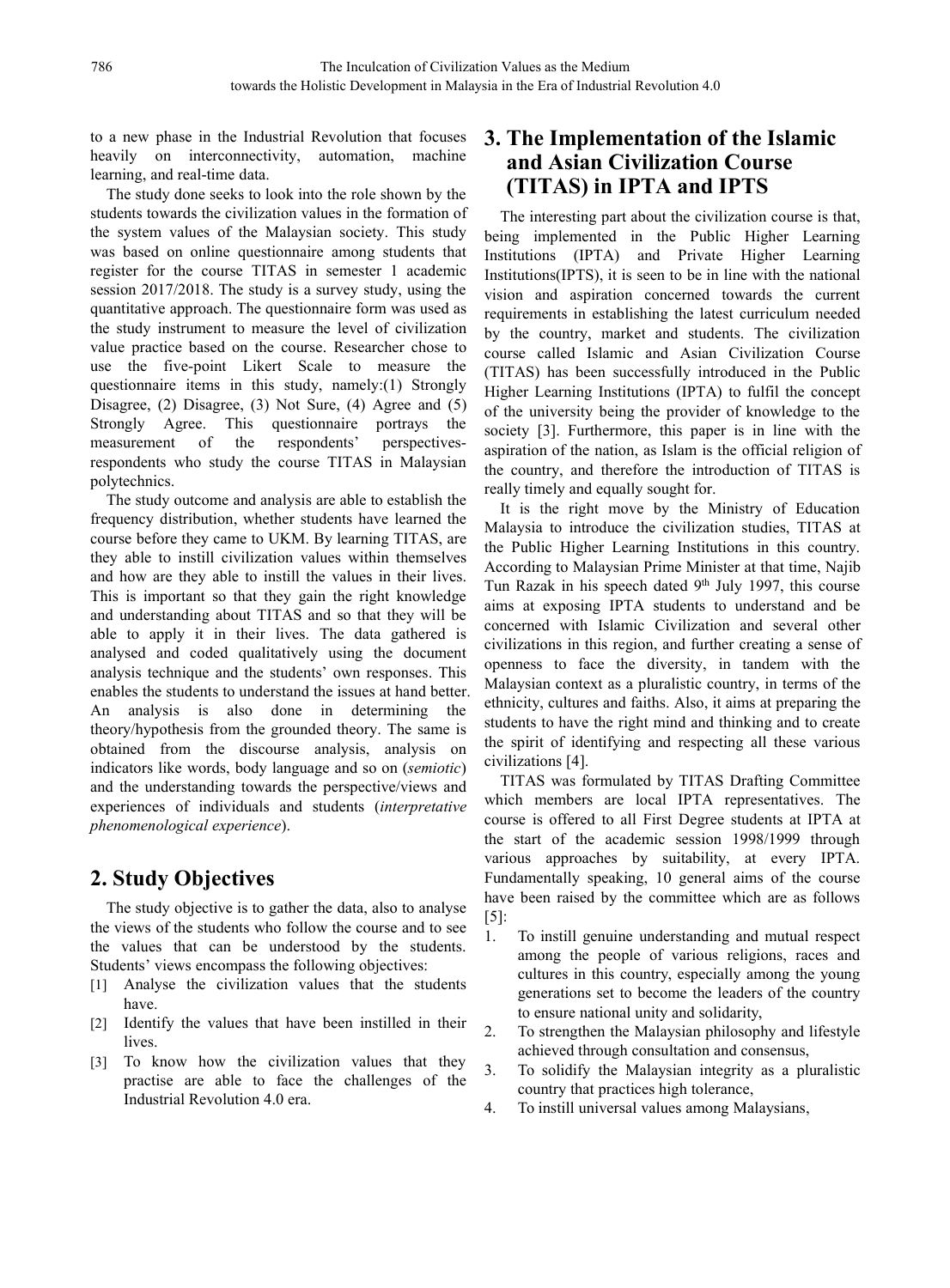to a new phase in the Industrial Revolution that focuses heavily on interconnectivity, automation, machine learning, and real-time data.

The study done seeks to look into the role shown by the students towards the civilization values in the formation of the system values of the Malaysian society. This study was based on online questionnaire among students that register for the course TITAS in semester 1 academic session 2017/2018. The study is a survey study, using the quantitative approach. The questionnaire form was used as the study instrument to measure the level of civilization value practice based on the course. Researcher chose to use the five-point Likert Scale to measure the questionnaire items in this study, namely:(1) Strongly Disagree, (2) Disagree, (3) Not Sure, (4) Agree and (5) Strongly Agree. This questionnaire portrays the measurement of the respondents' perspectives-respondents who study the course TITAS in Malaysian polytechnics.

The study outcome and analysis are able to establish the frequency distribution, whether students have learned the course before they came to UKM. By learning TITAS, are they able to instill civilization values within themselves and how are they able to instill the values in their lives. This is important so that they gain the right knowledge and understanding about TITAS and so that they will be able to apply it in their lives. The data gathered is analysed and coded qualitatively using the document analysis technique and the students' own responses. This enables the students to understand the issues at hand better. An analysis is also done in determining the theory/hypothesis from the grounded theory. The same is obtained from the discourse analysis, analysis on indicators like words, body language and so on (*semiotic*) and the understanding towards the perspective/views and experiences of individuals and students (*interpretative phenomenological experience*).

## 2. Study Objectives

The study objective is to gather the data, also to analyse the views of the students who follow the course and to see the values that can be understood by the students. Students' views encompass the following objectives:

[1] Analyse the civilization values that the students have.

[2] Identify the values that have been instilled in their lives.

[3] To know how the civilization values that they practise are able to face the challenges of the Industrial Revolution 4.0 era.

## 3. The Implementation of the Islamic and Asian Civilization Course (TITAS) in IPTA and IPTS

The interesting part about the civilization course is that, being implemented in the Public Higher Learning Institutions (IPTA) and Private Higher Learning Institutions(IPTS), it is seen to be in line with the national vision and aspiration concerned towards the current requirements in establishing the latest curriculum needed by the country, market and students. The civilization course called Islamic and Asian Civilization Course (TITAS) has been successfully introduced in the Public Higher Learning Institutions (IPTA) to fulfil the concept of the university being the provider of knowledge to the society [3]. Furthermore, this paper is in line with the aspiration of the nation, as Islam is the official religion of the country, and therefore the introduction of TITAS is really timely and equally sought for.

It is the right move by the Ministry of Education Malaysia to introduce the civilization studies, TITAS at the Public Higher Learning Institutions in this country. According to Malaysian Prime Minister at that time, Najib Tun Razak in his speech dated 9th July 1997, this course aims at exposing IPTA students to understand and be concerned with Islamic Civilization and several other civilizations in this region, and further creating a sense of openness to face the diversity, in tandem with the Malaysian context as a pluralistic country, in terms of the ethnicity, cultures and faiths. Also, it aims at preparing the students to have the right mind and thinking and to create the spirit of identifying and respecting all these various civilizations [4].

TITAS was formulated by TITAS Drafting Committee which members are local IPTA representatives. The course is offered to all First Degree students at IPTA at the start of the academic session 1998/1999 through various approaches by suitability, at every IPTA. Fundamentally speaking, 10 general aims of the course have been raised by the committee which are as follows [5]:

1. To instill genuine understanding and mutual respect among the people of various religions, races and cultures in this country, especially among the young generations set to become the leaders of the country to ensure national unity and solidarity,
2. To strengthen the Malaysian philosophy and lifestyle achieved through consultation and consensus,
3. To solidify the Malaysian integrity as a pluralistic country that practices high tolerance,
4. To instill universal values among Malaysians,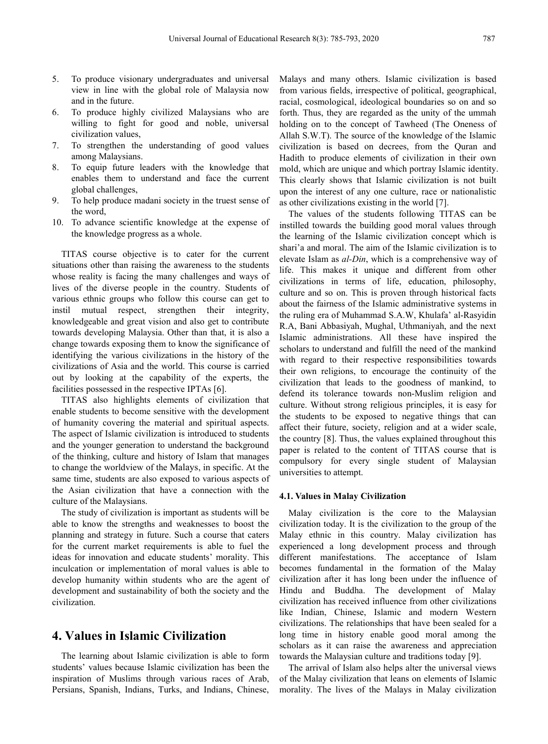5. To produce visionary undergraduates and universal view in line with the global role of Malaysia now and in the future.
6. To produce highly civilized Malaysians who are willing to fight for good and noble, universal civilization values,
7. To strengthen the understanding of good values among Malaysians.
8. To equip future leaders with the knowledge that enables them to understand and face the current global challenges,
9. To help produce madani society in the truest sense of the word,
10. To advance scientific knowledge at the expense of the knowledge progress as a whole.

TITAS course objective is to cater for the current situations other than raising the awareness to the students whose reality is facing the many challenges and ways of lives of the diverse people in the country. Students of various ethnic groups who follow this course can get to instil mutual respect, strengthen their integrity, knowledgeable and great vision and also get to contribute towards developing Malaysia. Other than that, it is also a change towards exposing them to know the significance of identifying the various civilizations in the history of the civilizations of Asia and the world. This course is carried out by looking at the capability of the experts, the facilities possessed in the respective IPTAs [6].

TITAS also highlights elements of civilization that enable students to become sensitive with the development of humanity covering the material and spiritual aspects. The aspect of Islamic civilization is introduced to students and the younger generation to understand the background of the thinking, culture and history of Islam that manages to change the worldview of the Malays, in specific. At the same time, students are also exposed to various aspects of the Asian civilization that have a connection with the culture of the Malaysians.

The study of civilization is important as students will be able to know the strengths and weaknesses to boost the planning and strategy in future. Such a course that caters for the current market requirements is able to fuel the ideas for innovation and educate students' morality. This inculcation or implementation of moral values is able to develop humanity within students who are the agent of development and sustainability of both the society and the civilization.

# 4. Values in Islamic Civilization

The learning about Islamic civilization is able to form students' values because Islamic civilization has been the inspiration of Muslims through various races of Arab, Persians, Spanish, Indians, Turks, and Indians, Chinese, Malays and many others. Islamic civilization is based from various fields, irrespective of political, geographical, racial, cosmological, ideological boundaries so on and so forth. Thus, they are regarded as the unity of the ummah holding on to the concept of Tawheed (The Oneness of Allah S.W.T). The source of the knowledge of the Islamic civilization is based on decrees, from the Quran and Hadith to produce elements of civilization in their own mold, which are unique and which portray Islamic identity. This clearly shows that Islamic civilization is not built upon the interest of any one culture, race or nationalistic as other civilizations existing in the world [7].

The values of the students following TITAS can be instilled towards the building good moral values through the learning of the Islamic civilization concept which is shari'a and moral. The aim of the Islamic civilization is to elevate Islam as *al-Din*, which is a comprehensive way of life. This makes it unique and different from other civilizations in terms of life, education, philosophy, culture and so on. This is proven through historical facts about the fairness of the Islamic administrative systems in the ruling era of Muhammad S.A.W, Khulafa' al-Rasyidin R.A, Bani Abbasiyah, Mughal, Uthmaniyah, and the next Islamic administrations. All these have inspired the scholars to understand and fulfill the need of the mankind with regard to their respective responsibilities towards their own religions, to encourage the continuity of the civilization that leads to the goodness of mankind, to defend its tolerance towards non-Muslim religion and culture. Without strong religious principles, it is easy for the students to be exposed to negative things that can affect their future, society, religion and at a wider scale, the country [8]. Thus, the values explained throughout this paper is related to the content of TITAS course that is compulsory for every single student of Malaysian universities to attempt.

### 4.1. Values in Malay Civilization

Malay civilization is the core to the Malaysian civilization today. It is the civilization to the group of the Malay ethnic in this country. Malay civilization has experienced a long development process and through different manifestations. The acceptance of Islam becomes fundamental in the formation of the Malay civilization after it has long been under the influence of Hindu and Buddha. The development of Malay civilization has received influence from other civilizations like Indian, Chinese, Islamic and modern Western civilizations. The relationships that have been sealed for a long time in history enable good moral among the scholars as it can raise the awareness and appreciation towards the Malaysian culture and traditions today [9].

The arrival of Islam also helps alter the universal views of the Malay civilization that leans on elements of Islamic morality. The lives of the Malays in Malay civilization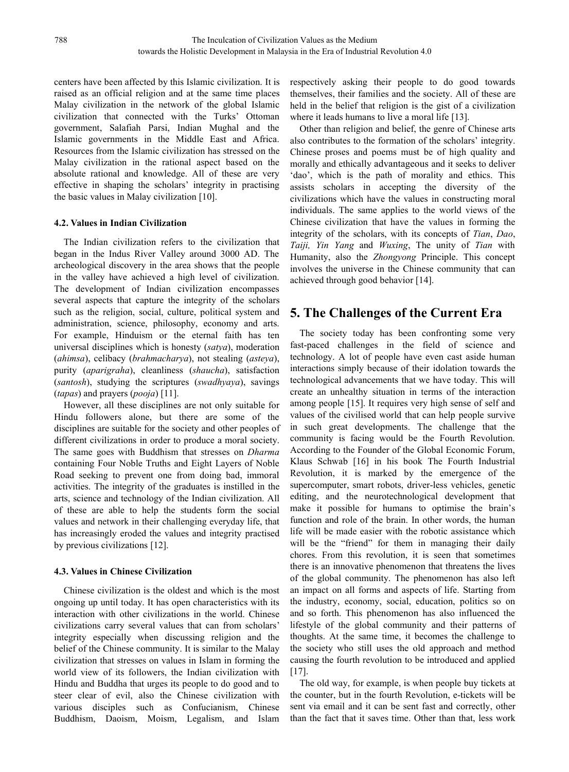centers have been affected by this Islamic civilization. It is raised as an official religion and at the same time places Malay civilization in the network of the global Islamic civilization that connected with the Turks' Ottoman government, Salafiah Parsi, Indian Mughal and the Islamic governments in the Middle East and Africa. Resources from the Islamic civilization has stressed on the Malay civilization in the rational aspect based on the absolute rational and knowledge. All of these are very effective in shaping the scholars' integrity in practising the basic values in Malay civilization [10].

### 4.2. Values in Indian Civilization

The Indian civilization refers to the civilization that began in the Indus River Valley around 3000 AD. The archeological discovery in the area shows that the people in the valley have achieved a high level of civilization. The development of Indian civilization encompasses several aspects that capture the integrity of the scholars such as the religion, social, culture, political system and administration, science, philosophy, economy and arts. For example, Hinduism or the eternal faith has ten universal disciplines which is honesty (*satya*), moderation (*ahimsa*), celibacy (*brahmacharya*), not stealing (*asteya*), purity (*aparigraha*), cleanliness (*shaucha*), satisfaction (*santosh*), studying the scriptures (*swadhyaya*), savings (*tapas*) and prayers (*pooja*) [11].

However, all these disciplines are not only suitable for Hindu followers alone, but there are some of the disciplines are suitable for the society and other peoples of different civilizations in order to produce a moral society. The same goes with Buddhism that stresses on *Dharma* containing Four Noble Truths and Eight Layers of Noble Road seeking to prevent one from doing bad, immoral activities. The integrity of the graduates is instilled in the arts, science and technology of the Indian civilization. All of these are able to help the students form the social values and network in their challenging everyday life, that has increasingly eroded the values and integrity practised by previous civilizations [12].

### 4.3. Values in Chinese Civilization

Chinese civilization is the oldest and which is the most ongoing up until today. It has open characteristics with its interaction with other civilizations in the world. Chinese civilizations carry several values that can from scholars' integrity especially when discussing religion and the belief of the Chinese community. It is similar to the Malay civilization that stresses on values in Islam in forming the world view of its followers, the Indian civilization with Hindu and Buddha that urges its people to do good and to steer clear of evil, also the Chinese civilization with various disciples such as Confucianism, Chinese Buddhism, Daoism, Moism, Legalism, and Islam respectively asking their people to do good towards themselves, their families and the society. All of these are held in the belief that religion is the gist of a civilization where it leads humans to live a moral life [13].

Other than religion and belief, the genre of Chinese arts also contributes to the formation of the scholars' integrity. Chinese proses and poems must be of high quality and morally and ethically advantageous and it seeks to deliver 'dao', which is the path of morality and ethics. This assists scholars in accepting the diversity of the civilizations which have the values in constructing moral individuals. The same applies to the world views of the Chinese civilization that have the values in forming the integrity of the scholars, with its concepts of *Tian*, *Dao*, *Taiji, Yin Yang* and *Wuxing*, The unity of *Tian* with Humanity, also the *Zhongyong* Principle. This concept involves the universe in the Chinese community that can achieved through good behavior [14].

## 5. The Challenges of the Current Era

The society today has been confronting some very fast-paced challenges in the field of science and technology. A lot of people have even cast aside human interactions simply because of their idolation towards the technological advancements that we have today. This will create an unhealthy situation in terms of the interaction among people [15]. It requires very high sense of self and values of the civilised world that can help people survive in such great developments. The challenge that the community is facing would be the Fourth Revolution. According to the Founder of the Global Economic Forum, Klaus Schwab [16] in his book The Fourth Industrial Revolution, it is marked by the emergence of the supercomputer, smart robots, driver-less vehicles, genetic editing, and the neurotechnological development that make it possible for humans to optimise the brain's function and role of the brain. In other words, the human life will be made easier with the robotic assistance which will be the "friend" for them in managing their daily chores. From this revolution, it is seen that sometimes there is an innovative phenomenon that threatens the lives of the global community. The phenomenon has also left an impact on all forms and aspects of life. Starting from the industry, economy, social, education, politics so on and so forth. This phenomenon has also influenced the lifestyle of the global community and their patterns of thoughts. At the same time, it becomes the challenge to the society who still uses the old approach and method causing the fourth revolution to be introduced and applied [17].

The old way, for example, is when people buy tickets at the counter, but in the fourth Revolution, e-tickets will be sent via email and it can be sent fast and correctly, other than the fact that it saves time. Other than that, less work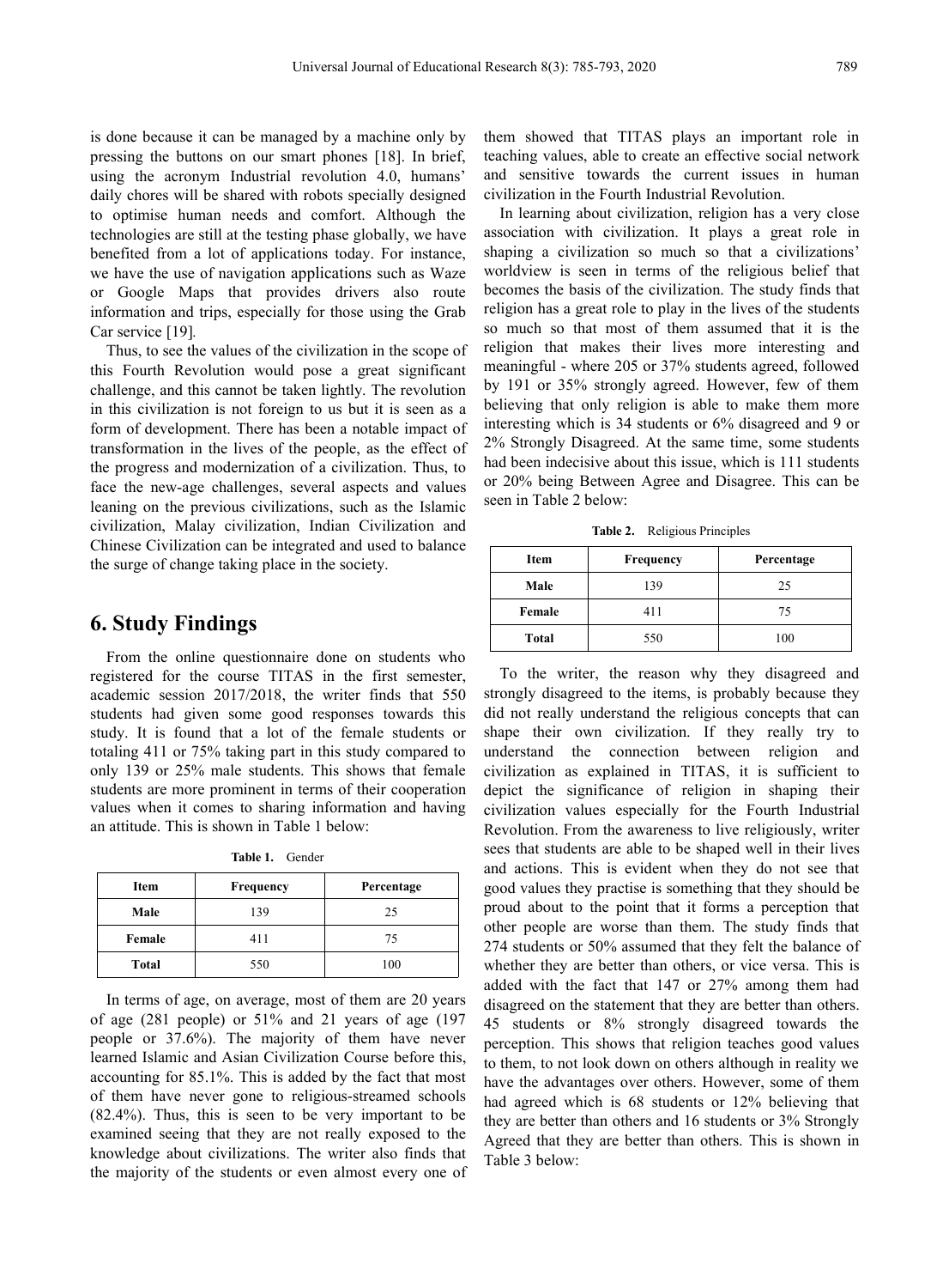is done because it can be managed by a machine only by pressing the buttons on our smart phones [18]. In brief, using the acronym Industrial revolution 4.0, humans' daily chores will be shared with robots specially designed to optimise human needs and comfort. Although the technologies are still at the testing phase globally, we have benefited from a lot of applications today. For instance, we have the use of navigation applications such as Waze or Google Maps that provides drivers also route information and trips, especially for those using the Grab Car service [19].

Thus, to see the values of the civilization in the scope of this Fourth Revolution would pose a great significant challenge, and this cannot be taken lightly. The revolution in this civilization is not foreign to us but it is seen as a form of development. There has been a notable impact of transformation in the lives of the people, as the effect of the progress and modernization of a civilization. Thus, to face the new-age challenges, several aspects and values leaning on the previous civilizations, such as the Islamic civilization, Malay civilization, Indian Civilization and Chinese Civilization can be integrated and used to balance the surge of change taking place in the society.

## 6. Study Findings

From the online questionnaire done on students who registered for the course TITAS in the first semester, academic session 2017/2018, the writer finds that 550 students had given some good responses towards this study. It is found that a lot of the female students or totaling 411 or 75% taking part in this study compared to only 139 or 25% male students. This shows that female students are more prominent in terms of their cooperation values when it comes to sharing information and having an attitude. This is shown in Table 1 below:

**Table 1.** Gender

| Item | Frequency | Percentage |
|---|---|---|
| **Male** | 139 | 25 |
| **Female** | 411 | 75 |
| **Total** | 550 | 100 |

In terms of age, on average, most of them are 20 years of age (281 people) or 51% and 21 years of age (197 people or 37.6%). The majority of them have never learned Islamic and Asian Civilization Course before this, accounting for 85.1%. This is added by the fact that most of them have never gone to religious-streamed schools (82.4%). Thus, this is seen to be very important to be examined seeing that they are not really exposed to the knowledge about civilizations. The writer also finds that the majority of the students or even almost every one of them showed that TITAS plays an important role in teaching values, able to create an effective social network and sensitive towards the current issues in human civilization in the Fourth Industrial Revolution.

In learning about civilization, religion has a very close association with civilization. It plays a great role in shaping a civilization so much so that a civilizations' worldview is seen in terms of the religious belief that becomes the basis of the civilization. The study finds that religion has a great role to play in the lives of the students so much so that most of them assumed that it is the religion that makes their lives more interesting and meaningful - where 205 or 37% students agreed, followed by 191 or 35% strongly agreed. However, few of them believing that only religion is able to make them more interesting which is 34 students or 6% disagreed and 9 or 2% Strongly Disagreed. At the same time, some students had been indecisive about this issue, which is 111 students or 20% being Between Agree and Disagree. This can be seen in Table 2 below:

**Table 2.** Religious Principles

| Item | Frequency | Percentage |
|---|---|---|
| **Male** | 139 | 25 |
| **Female** | 411 | 75 |
| **Total** | 550 | 100 |

To the writer, the reason why they disagreed and strongly disagreed to the items, is probably because they did not really understand the religious concepts that can shape their own civilization. If they really try to understand the connection between religion and civilization as explained in TITAS, it is sufficient to depict the significance of religion in shaping their civilization values especially for the Fourth Industrial Revolution. From the awareness to live religiously, writer sees that students are able to be shaped well in their lives and actions. This is evident when they do not see that good values they practise is something that they should be proud about to the point that it forms a perception that other people are worse than them. The study finds that 274 students or 50% assumed that they felt the balance of whether they are better than others, or vice versa. This is added with the fact that 147 or 27% among them had disagreed on the statement that they are better than others. 45 students or 8% strongly disagreed towards the perception. This shows that religion teaches good values to them, to not look down on others although in reality we have the advantages over others. However, some of them had agreed which is 68 students or 12% believing that they are better than others and 16 students or 3% Strongly Agreed that they are better than others. This is shown in Table 3 below: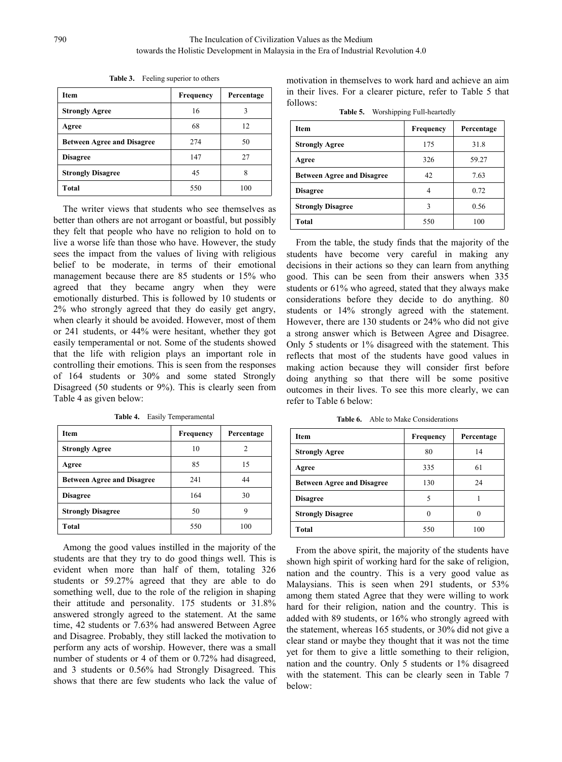**Table 3.** Feeling superior to others

| Item | Frequency | Percentage |
|---|---|---|
| **Strongly Agree** | 16 | 3 |
| **Agree** | 68 | 12 |
| **Between Agree and Disagree** | 274 | 50 |
| **Disagree** | 147 | 27 |
| **Strongly Disagree** | 45 | 8 |
| **Total** | 550 | 100 |

The writer views that students who see themselves as better than others are not arrogant or boastful, but possibly they felt that people who have no religion to hold on to live a worse life than those who have. However, the study sees the impact from the values of living with religious belief to be moderate, in terms of their emotional management because there are 85 students or 15% who agreed that they became angry when they were emotionally disturbed. This is followed by 10 students or 2% who strongly agreed that they do easily get angry, when clearly it should be avoided. However, most of them or 241 students, or 44% were hesitant, whether they got easily temperamental or not. Some of the students showed that the life with religion plays an important role in controlling their emotions. This is seen from the responses of 164 students or 30% and some stated Strongly Disagreed (50 students or 9%). This is clearly seen from Table 4 as given below:

**Table 4.** Easily Temperamental

| Item | Frequency | Percentage |
|---|---|---|
| **Strongly Agree** | 10 | 2 |
| **Agree** | 85 | 15 |
| **Between Agree and Disagree** | 241 | 44 |
| **Disagree** | 164 | 30 |
| **Strongly Disagree** | 50 | 9 |
| **Total** | 550 | 100 |

Among the good values instilled in the majority of the students are that they try to do good things well. This is evident when more than half of them, totaling 326 students or 59.27% agreed that they are able to do something well, due to the role of the religion in shaping their attitude and personality. 175 students or 31.8% answered strongly agreed to the statement. At the same time, 42 students or 7.63% had answered Between Agree and Disagree. Probably, they still lacked the motivation to perform any acts of worship. However, there was a small number of students or 4 of them or 0.72% had disagreed, and 3 students or 0.56% had Strongly Disagreed. This shows that there are few students who lack the value of motivation in themselves to work hard and achieve an aim in their lives. For a clearer picture, refer to Table 5 that follows:

**Table 5.** Worshipping Full-heartedly

| Item | Frequency | Percentage |
|---|---|---|
| **Strongly Agree** | 175 | 31.8 |
| **Agree** | 326 | 59.27 |
| **Between Agree and Disagree** | 42 | 7.63 |
| **Disagree** | 4 | 0.72 |
| **Strongly Disagree** | 3 | 0.56 |
| **Total** | 550 | 100 |

From the table, the study finds that the majority of the students have become very careful in making any decisions in their actions so they can learn from anything good. This can be seen from their answers when 335 students or 61% who agreed, stated that they always make considerations before they decide to do anything. 80 students or 14% strongly agreed with the statement. However, there are 130 students or 24% who did not give a strong answer which is Between Agree and Disagree. Only 5 students or 1% disagreed with the statement. This reflects that most of the students have good values in making action because they will consider first before doing anything so that there will be some positive outcomes in their lives. To see this more clearly, we can refer to Table 6 below:

**Table 6.** Able to Make Considerations

| Item | Frequency | Percentage |
|---|---|---|
| **Strongly Agree** | 80 | 14 |
| **Agree** | 335 | 61 |
| **Between Agree and Disagree** | 130 | 24 |
| **Disagree** | 5 | 1 |
| **Strongly Disagree** | 0 | 0 |
| **Total** | 550 | 100 |

From the above spirit, the majority of the students have shown high spirit of working hard for the sake of religion, nation and the country. This is a very good value as Malaysians. This is seen when 291 students, or 53% among them stated Agree that they were willing to work hard for their religion, nation and the country. This is added with 89 students, or 16% who strongly agreed with the statement, whereas 165 students, or 30% did not give a clear stand or maybe they thought that it was not the time yet for them to give a little something to their religion, nation and the country. Only 5 students or 1% disagreed with the statement. This can be clearly seen in Table 7 below: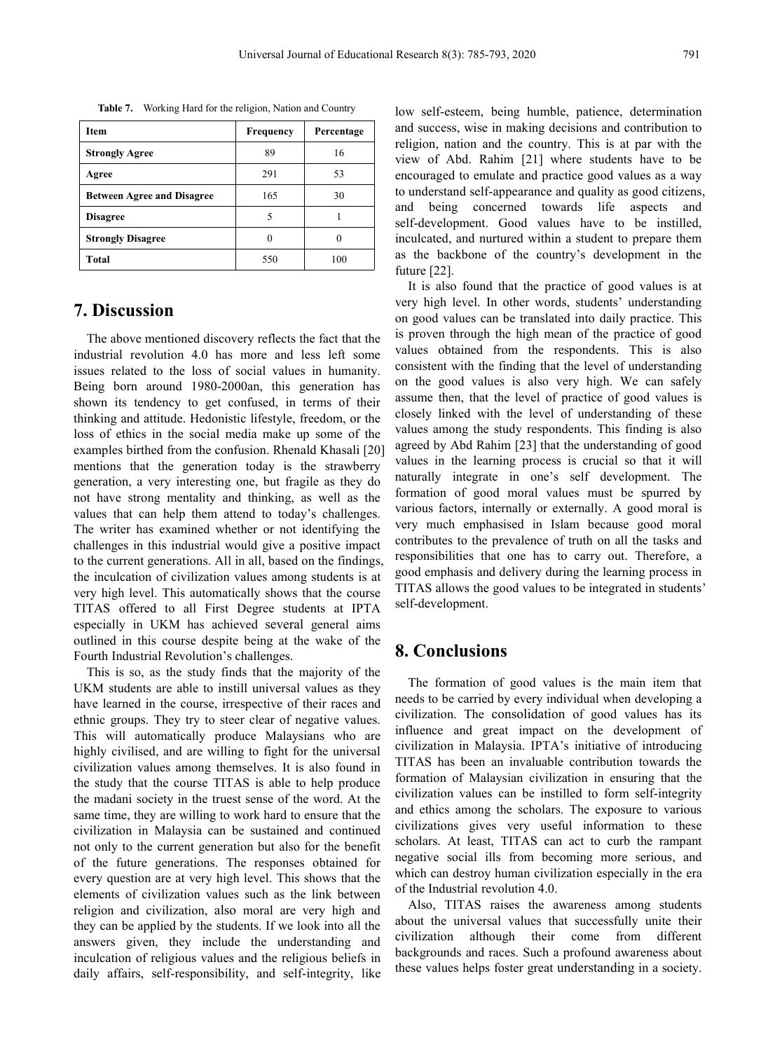**Table 7.** Working Hard for the religion, Nation and Country

| Item | Frequency | Percentage |
|---|---|---|
| **Strongly Agree** | 89 | 16 |
| **Agree** | 291 | 53 |
| **Between Agree and Disagree** | 165 | 30 |
| **Disagree** | 5 | 1 |
| **Strongly Disagree** | 0 | 0 |
| **Total** | 550 | 100 |

## 7. Discussion

The above mentioned discovery reflects the fact that the industrial revolution 4.0 has more and less left some issues related to the loss of social values in humanity. Being born around 1980-2000an, this generation has shown its tendency to get confused, in terms of their thinking and attitude. Hedonistic lifestyle, freedom, or the loss of ethics in the social media make up some of the examples birthed from the confusion. Rhenald Khasali [20] mentions that the generation today is the strawberry generation, a very interesting one, but fragile as they do not have strong mentality and thinking, as well as the values that can help them attend to today's challenges. The writer has examined whether or not identifying the challenges in this industrial would give a positive impact to the current generations. All in all, based on the findings, the inculcation of civilization values among students is at very high level. This automatically shows that the course TITAS offered to all First Degree students at IPTA especially in UKM has achieved several general aims outlined in this course despite being at the wake of the Fourth Industrial Revolution's challenges.

This is so, as the study finds that the majority of the UKM students are able to instill universal values as they have learned in the course, irrespective of their races and ethnic groups. They try to steer clear of negative values. This will automatically produce Malaysians who are highly civilised, and are willing to fight for the universal civilization values among themselves. It is also found in the study that the course TITAS is able to help produce the madani society in the truest sense of the word. At the same time, they are willing to work hard to ensure that the civilization in Malaysia can be sustained and continued not only to the current generation but also for the benefit of the future generations. The responses obtained for every question are at very high level. This shows that the elements of civilization values such as the link between religion and civilization, also moral are very high and they can be applied by the students. If we look into all the answers given, they include the understanding and inculcation of religious values and the religious beliefs in daily affairs, self-responsibility, and self-integrity, like low self-esteem, being humble, patience, determination and success, wise in making decisions and contribution to religion, nation and the country. This is at par with the view of Abd. Rahim [21] where students have to be encouraged to emulate and practice good values as a way to understand self-appearance and quality as good citizens, and being concerned towards life aspects and self-development. Good values have to be instilled, inculcated, and nurtured within a student to prepare them as the backbone of the country's development in the future [22].

It is also found that the practice of good values is at very high level. In other words, students' understanding on good values can be translated into daily practice. This is proven through the high mean of the practice of good values obtained from the respondents. This is also consistent with the finding that the level of understanding on the good values is also very high. We can safely assume then, that the level of practice of good values is closely linked with the level of understanding of these values among the study respondents. This finding is also agreed by Abd Rahim [23] that the understanding of good values in the learning process is crucial so that it will naturally integrate in one's self development. The formation of good moral values must be spurred by various factors, internally or externally. A good moral is very much emphasised in Islam because good moral contributes to the prevalence of truth on all the tasks and responsibilities that one has to carry out. Therefore, a good emphasis and delivery during the learning process in TITAS allows the good values to be integrated in students' self-development.

## 8. Conclusions

The formation of good values is the main item that needs to be carried by every individual when developing a civilization. The consolidation of good values has its influence and great impact on the development of civilization in Malaysia. IPTA's initiative of introducing TITAS has been an invaluable contribution towards the formation of Malaysian civilization in ensuring that the civilization values can be instilled to form self-integrity and ethics among the scholars. The exposure to various civilizations gives very useful information to these scholars. At least, TITAS can act to curb the rampant negative social ills from becoming more serious, and which can destroy human civilization especially in the era of the Industrial revolution 4.0.

Also, TITAS raises the awareness among students about the universal values that successfully unite their civilization although their come from different backgrounds and races. Such a profound awareness about these values helps foster great understanding in a society.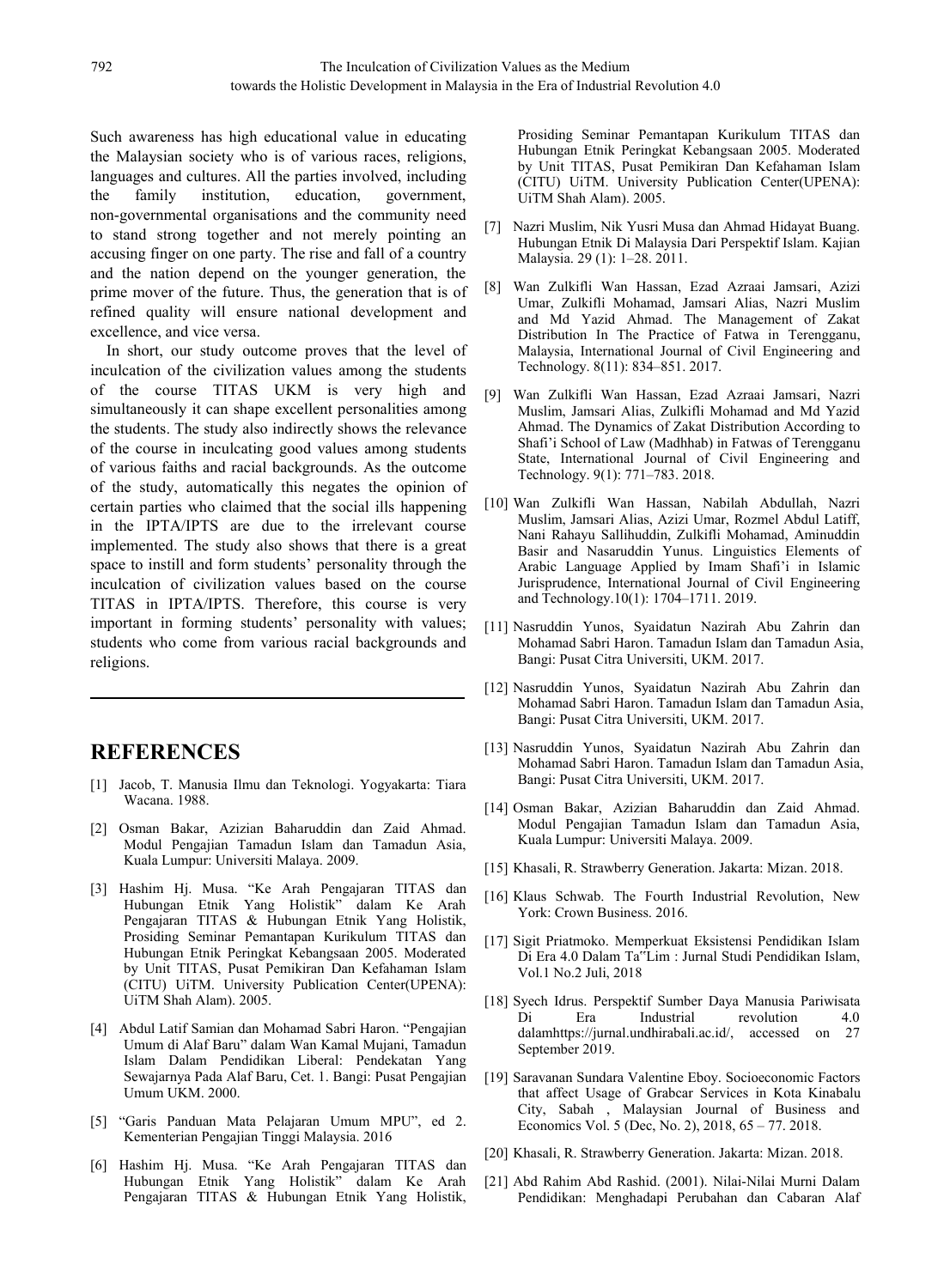Such awareness has high educational value in educating the Malaysian society who is of various races, religions, languages and cultures. All the parties involved, including the family institution, education, government, non-governmental organisations and the community need to stand strong together and not merely pointing an accusing finger on one party. The rise and fall of a country and the nation depend on the younger generation, the prime mover of the future. Thus, the generation that is of refined quality will ensure national development and excellence, and vice versa.

In short, our study outcome proves that the level of inculcation of the civilization values among the students of the course TITAS UKM is very high and simultaneously it can shape excellent personalities among the students. The study also indirectly shows the relevance of the course in inculcating good values among students of various faiths and racial backgrounds. As the outcome of the study, automatically this negates the opinion of certain parties who claimed that the social ills happening in the IPTA/IPTS are due to the irrelevant course implemented. The study also shows that there is a great space to instill and form students' personality through the inculcation of civilization values based on the course TITAS in IPTA/IPTS. Therefore, this course is very important in forming students' personality with values; students who come from various racial backgrounds and religions.

# REFERENCES

[1] Jacob, T. Manusia Ilmu dan Teknologi. Yogyakarta: Tiara Wacana. 1988.

[2] Osman Bakar, Azizian Baharuddin dan Zaid Ahmad. Modul Pengajian Tamadun Islam dan Tamadun Asia, Kuala Lumpur: Universiti Malaya. 2009.

[3] Hashim Hj. Musa. "Ke Arah Pengajaran TITAS dan Hubungan Etnik Yang Holistik" dalam Ke Arah Pengajaran TITAS & Hubungan Etnik Yang Holistik, Prosiding Seminar Pemantapan Kurikulum TITAS dan Hubungan Etnik Peringkat Kebangsaan 2005. Moderated by Unit TITAS, Pusat Pemikiran Dan Kefahaman Islam (CITU) UiTM. University Publication Center(UPENA): UiTM Shah Alam). 2005.

[4] Abdul Latif Samian dan Mohamad Sabri Haron. "Pengajian Umum di Alaf Baru" dalam Wan Kamal Mujani, Tamadun Islam Dalam Pendidikan Liberal: Pendekatan Yang Sewajarnya Pada Alaf Baru, Cet. 1. Bangi: Pusat Pengajian Umum UKM. 2000.

[5] "Garis Panduan Mata Pelajaran Umum MPU", ed 2. Kementerian Pengajian Tinggi Malaysia. 2016

[6] Hashim Hj. Musa. "Ke Arah Pengajaran TITAS dan Hubungan Etnik Yang Holistik" dalam Ke Arah Pengajaran TITAS & Hubungan Etnik Yang Holistik, Prosiding Seminar Pemantapan Kurikulum TITAS dan Hubungan Etnik Peringkat Kebangsaan 2005. Moderated by Unit TITAS, Pusat Pemikiran Dan Kefahaman Islam (CITU) UiTM. University Publication Center(UPENA): UiTM Shah Alam). 2005.

[7] Nazri Muslim, Nik Yusri Musa dan Ahmad Hidayat Buang. Hubungan Etnik Di Malaysia Dari Perspektif Islam. Kajian Malaysia. 29 (1): 1–28. 2011.

[8] Wan Zulkifli Wan Hassan, Ezad Azraai Jamsari, Azizi Umar, Zulkifli Mohamad, Jamsari Alias, Nazri Muslim and Md Yazid Ahmad. The Management of Zakat Distribution In The Practice of Fatwa in Terengganu, Malaysia, International Journal of Civil Engineering and Technology. 8(11): 834–851. 2017.

[9] Wan Zulkifli Wan Hassan, Ezad Azraai Jamsari, Nazri Muslim, Jamsari Alias, Zulkifli Mohamad and Md Yazid Ahmad. The Dynamics of Zakat Distribution According to Shafi'i School of Law (Madhhab) in Fatwas of Terengganu State, International Journal of Civil Engineering and Technology. 9(1): 771–783. 2018.

[10] Wan Zulkifli Wan Hassan, Nabilah Abdullah, Nazri Muslim, Jamsari Alias, Azizi Umar, Rozmel Abdul Latiff, Nani Rahayu Sallihuddin, Zulkifli Mohamad, Aminuddin Basir and Nasaruddin Yunus. Linguistics Elements of Arabic Language Applied by Imam Shafi'i in Islamic Jurisprudence, International Journal of Civil Engineering and Technology.10(1): 1704–1711. 2019.

[11] Nasruddin Yunos, Syaidatun Nazirah Abu Zahrin dan Mohamad Sabri Haron. Tamadun Islam dan Tamadun Asia, Bangi: Pusat Citra Universiti, UKM. 2017.

[12] Nasruddin Yunos, Syaidatun Nazirah Abu Zahrin dan Mohamad Sabri Haron. Tamadun Islam dan Tamadun Asia, Bangi: Pusat Citra Universiti, UKM. 2017.

[13] Nasruddin Yunos, Syaidatun Nazirah Abu Zahrin dan Mohamad Sabri Haron. Tamadun Islam dan Tamadun Asia, Bangi: Pusat Citra Universiti, UKM. 2017.

[14] Osman Bakar, Azizian Baharuddin dan Zaid Ahmad. Modul Pengajian Tamadun Islam dan Tamadun Asia, Kuala Lumpur: Universiti Malaya. 2009.

[15] Khasali, R. Strawberry Generation. Jakarta: Mizan. 2018.

[16] Klaus Schwab. The Fourth Industrial Revolution, New York: Crown Business. 2016.

[17] Sigit Priatmoko. Memperkuat Eksistensi Pendidikan Islam Di Era 4.0 Dalam Ta"Lim : Jurnal Studi Pendidikan Islam, Vol.1 No.2 Juli, 2018

[18] Syech Idrus. Perspektif Sumber Daya Manusia Pariwisata Di Era Industrial revolution 4.0 dalamhttps://jurnal.undhirabali.ac.id/, accessed on 27 September 2019.

[19] Saravanan Sundara Valentine Eboy. Socioeconomic Factors that affect Usage of Grabcar Services in Kota Kinabalu City, Sabah , Malaysian Journal of Business and Economics Vol. 5 (Dec, No. 2), 2018, 65 – 77. 2018.

[20] Khasali, R. Strawberry Generation. Jakarta: Mizan. 2018.

[21] Abd Rahim Abd Rashid. (2001). Nilai-Nilai Murni Dalam Pendidikan: Menghadapi Perubahan dan Cabaran Alaf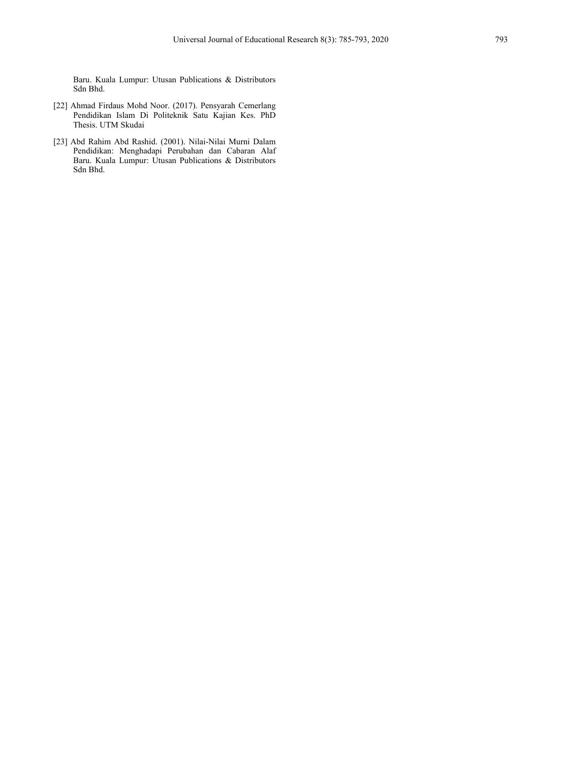Baru. Kuala Lumpur: Utusan Publications & Distributors Sdn Bhd.

[22] Ahmad Firdaus Mohd Noor. (2017). Pensyarah Cemerlang Pendidikan Islam Di Politeknik Satu Kajian Kes. PhD Thesis. UTM Skudai

[23] Abd Rahim Abd Rashid. (2001). Nilai-Nilai Murni Dalam Pendidikan: Menghadapi Perubahan dan Cabaran Alaf Baru. Kuala Lumpur: Utusan Publications & Distributors Sdn Bhd.